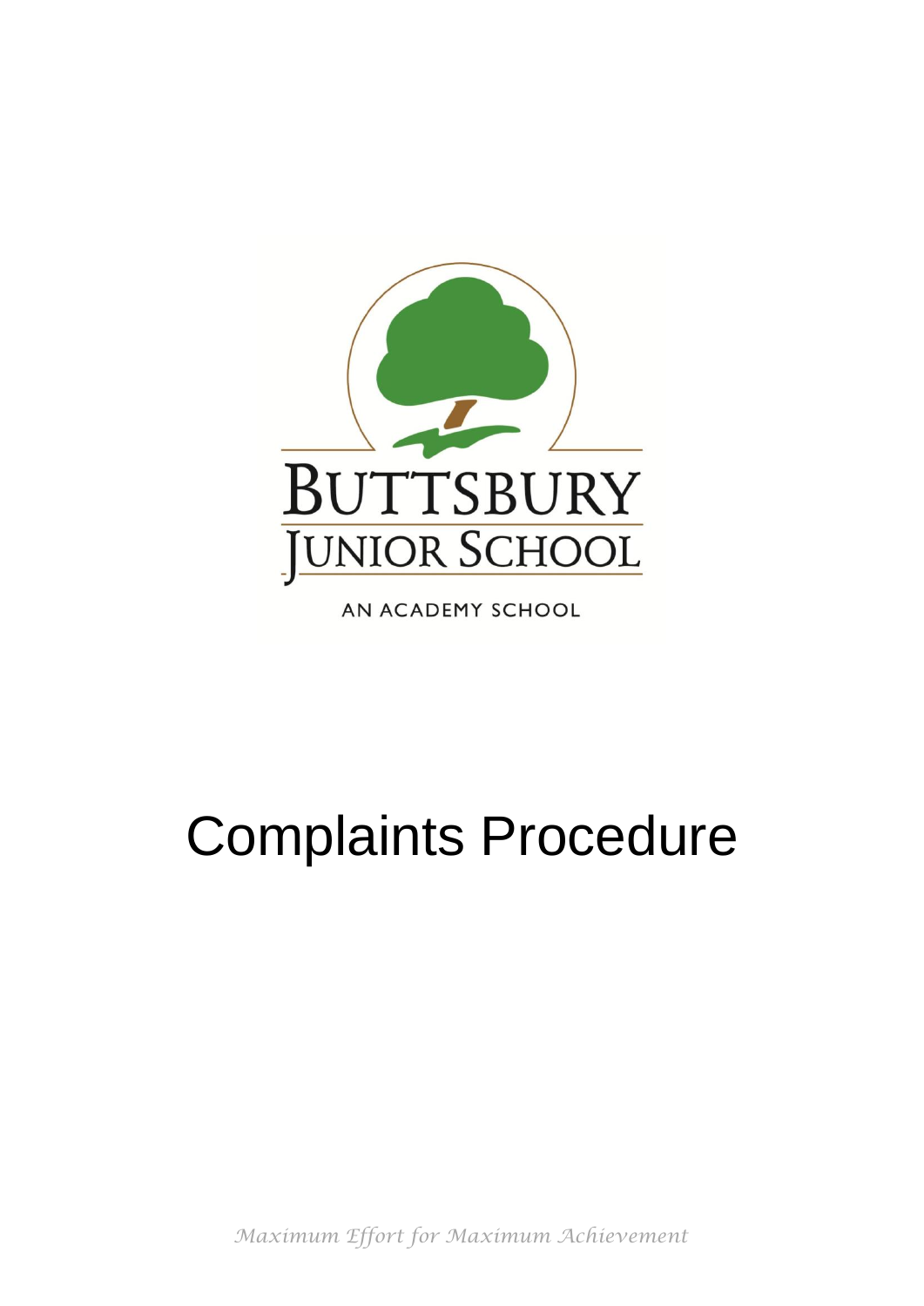BUTTSBURY
JUNIOR SCHOOL

AN ACADEMY SCHOOL

# Complaints Procedure

*Maximum Effort for Maximum Achievement*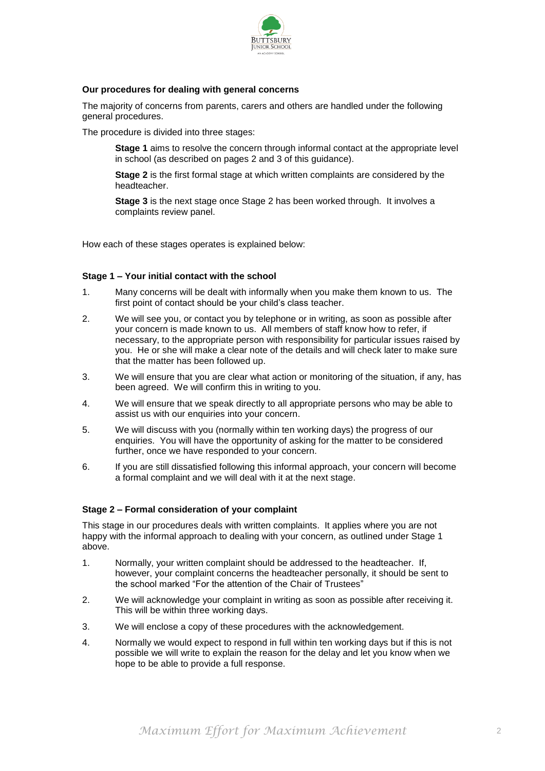**Our procedures for dealing with general concerns**

The majority of concerns from parents, carers and others are handled under the following general procedures.

The procedure is divided into three stages:

**Stage 1** aims to resolve the concern through informal contact at the appropriate level in school (as described on pages 2 and 3 of this guidance).

**Stage 2** is the first formal stage at which written complaints are considered by the headteacher.

**Stage 3** is the next stage once Stage 2 has been worked through. It involves a complaints review panel.

How each of these stages operates is explained below:

**Stage 1 – Your initial contact with the school**

1. Many concerns will be dealt with informally when you make them known to us. The first point of contact should be your child's class teacher.
2. We will see you, or contact you by telephone or in writing, as soon as possible after your concern is made known to us. All members of staff know how to refer, if necessary, to the appropriate person with responsibility for particular issues raised by you. He or she will make a clear note of the details and will check later to make sure that the matter has been followed up.
3. We will ensure that you are clear what action or monitoring of the situation, if any, has been agreed. We will confirm this in writing to you.
4. We will ensure that we speak directly to all appropriate persons who may be able to assist us with our enquiries into your concern.
5. We will discuss with you (normally within ten working days) the progress of our enquiries. You will have the opportunity of asking for the matter to be considered further, once we have responded to your concern.
6. If you are still dissatisfied following this informal approach, your concern will become a formal complaint and we will deal with it at the next stage.

**Stage 2 – Formal consideration of your complaint**

This stage in our procedures deals with written complaints. It applies where you are not happy with the informal approach to dealing with your concern, as outlined under Stage 1 above.

1. Normally, your written complaint should be addressed to the headteacher. If, however, your complaint concerns the headteacher personally, it should be sent to the school marked "For the attention of the Chair of Trustees"
2. We will acknowledge your complaint in writing as soon as possible after receiving it. This will be within three working days.
3. We will enclose a copy of these procedures with the acknowledgement.
4. Normally we would expect to respond in full within ten working days but if this is not possible we will write to explain the reason for the delay and let you know when we hope to be able to provide a full response.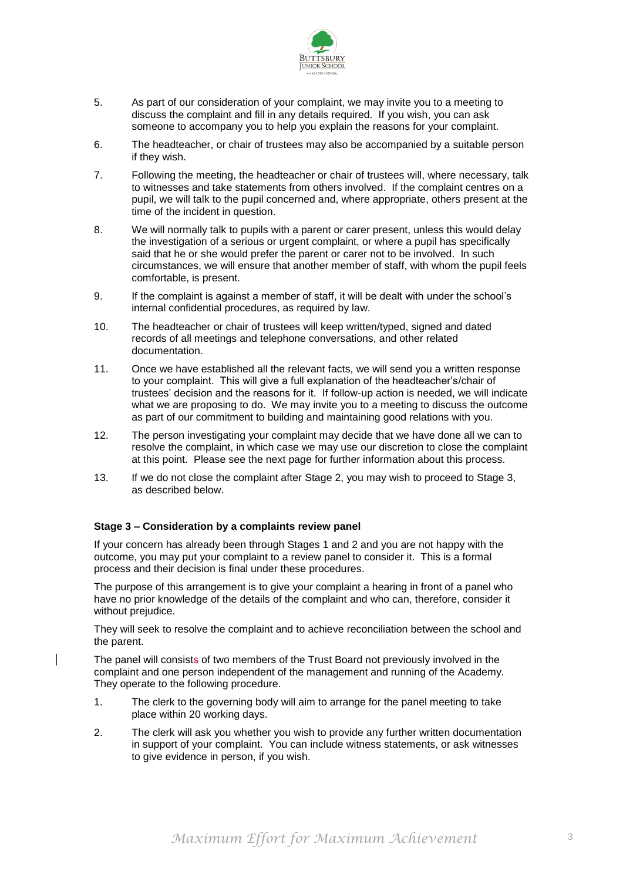5. As part of our consideration of your complaint, we may invite you to a meeting to discuss the complaint and fill in any details required. If you wish, you can ask someone to accompany you to help you explain the reasons for your complaint.

6. The headteacher, or chair of trustees may also be accompanied by a suitable person if they wish.

7. Following the meeting, the headteacher or chair of trustees will, where necessary, talk to witnesses and take statements from others involved. If the complaint centres on a pupil, we will talk to the pupil concerned and, where appropriate, others present at the time of the incident in question.

8. We will normally talk to pupils with a parent or carer present, unless this would delay the investigation of a serious or urgent complaint, or where a pupil has specifically said that he or she would prefer the parent or carer not to be involved. In such circumstances, we will ensure that another member of staff, with whom the pupil feels comfortable, is present.

9. If the complaint is against a member of staff, it will be dealt with under the school's internal confidential procedures, as required by law.

10. The headteacher or chair of trustees will keep written/typed, signed and dated records of all meetings and telephone conversations, and other related documentation.

11. Once we have established all the relevant facts, we will send you a written response to your complaint. This will give a full explanation of the headteacher's/chair of trustees' decision and the reasons for it. If follow-up action is needed, we will indicate what we are proposing to do. We may invite you to a meeting to discuss the outcome as part of our commitment to building and maintaining good relations with you.

12. The person investigating your complaint may decide that we have done all we can to resolve the complaint, in which case we may use our discretion to close the complaint at this point. Please see the next page for further information about this process.

13. If we do not close the complaint after Stage 2, you may wish to proceed to Stage 3, as described below.

**Stage 3 – Consideration by a complaints review panel**

If your concern has already been through Stages 1 and 2 and you are not happy with the outcome, you may put your complaint to a review panel to consider it. This is a formal process and their decision is final under these procedures.

The purpose of this arrangement is to give your complaint a hearing in front of a panel who have no prior knowledge of the details of the complaint and who can, therefore, consider it without prejudice.

They will seek to resolve the complaint and to achieve reconciliation between the school and the parent.

The panel will consist of two members of the Trust Board not previously involved in the complaint and one person independent of the management and running of the Academy. They operate to the following procedure.

1. The clerk to the governing body will aim to arrange for the panel meeting to take place within 20 working days.

2. The clerk will ask you whether you wish to provide any further written documentation in support of your complaint. You can include witness statements, or ask witnesses to give evidence in person, if you wish.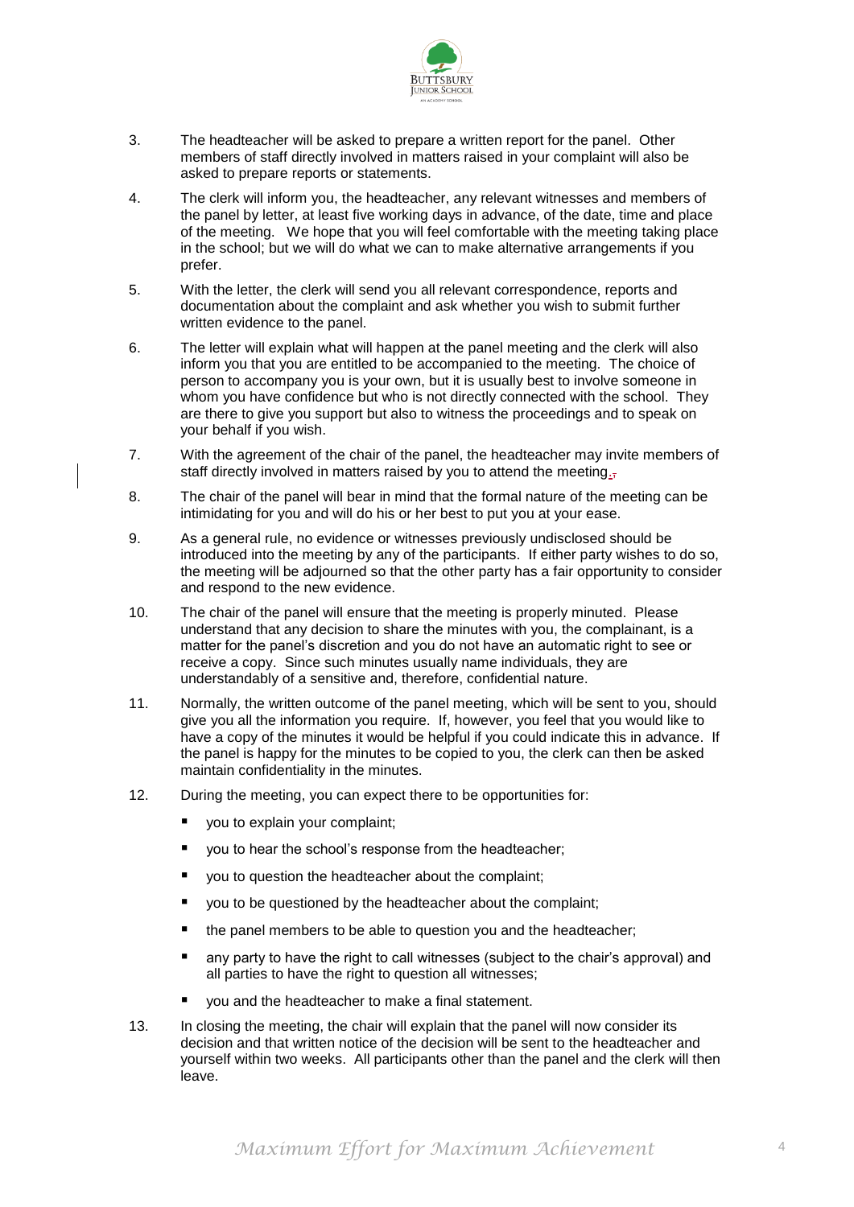3. The headteacher will be asked to prepare a written report for the panel. Other members of staff directly involved in matters raised in your complaint will also be asked to prepare reports or statements.

4. The clerk will inform you, the headteacher, any relevant witnesses and members of the panel by letter, at least five working days in advance, of the date, time and place of the meeting. We hope that you will feel comfortable with the meeting taking place in the school; but we will do what we can to make alternative arrangements if you prefer.

5. With the letter, the clerk will send you all relevant correspondence, reports and documentation about the complaint and ask whether you wish to submit further written evidence to the panel.

6. The letter will explain what will happen at the panel meeting and the clerk will also inform you that you are entitled to be accompanied to the meeting. The choice of person to accompany you is your own, but it is usually best to involve someone in whom you have confidence but who is not directly connected with the school. They are there to give you support but also to witness the proceedings and to speak on your behalf if you wish.

7. With the agreement of the chair of the panel, the headteacher may invite members of staff directly involved in matters raised by you to attend the meeting.

8. The chair of the panel will bear in mind that the formal nature of the meeting can be intimidating for you and will do his or her best to put you at your ease.

9. As a general rule, no evidence or witnesses previously undisclosed should be introduced into the meeting by any of the participants. If either party wishes to do so, the meeting will be adjourned so that the other party has a fair opportunity to consider and respond to the new evidence.

10. The chair of the panel will ensure that the meeting is properly minuted. Please understand that any decision to share the minutes with you, the complainant, is a matter for the panel's discretion and you do not have an automatic right to see or receive a copy. Since such minutes usually name individuals, they are understandably of a sensitive and, therefore, confidential nature.

11. Normally, the written outcome of the panel meeting, which will be sent to you, should give you all the information you require. If, however, you feel that you would like to have a copy of the minutes it would be helpful if you could indicate this in advance. If the panel is happy for the minutes to be copied to you, the clerk can then be asked maintain confidentiality in the minutes.

12. During the meeting, you can expect there to be opportunities for:
    - you to explain your complaint;
    - you to hear the school's response from the headteacher;
    - you to question the headteacher about the complaint;
    - you to be questioned by the headteacher about the complaint;
    - the panel members to be able to question you and the headteacher;
    - any party to have the right to call witnesses (subject to the chair's approval) and all parties to have the right to question all witnesses;
    - you and the headteacher to make a final statement.

13. In closing the meeting, the chair will explain that the panel will now consider its decision and that written notice of the decision will be sent to the headteacher and yourself within two weeks. All participants other than the panel and the clerk will then leave.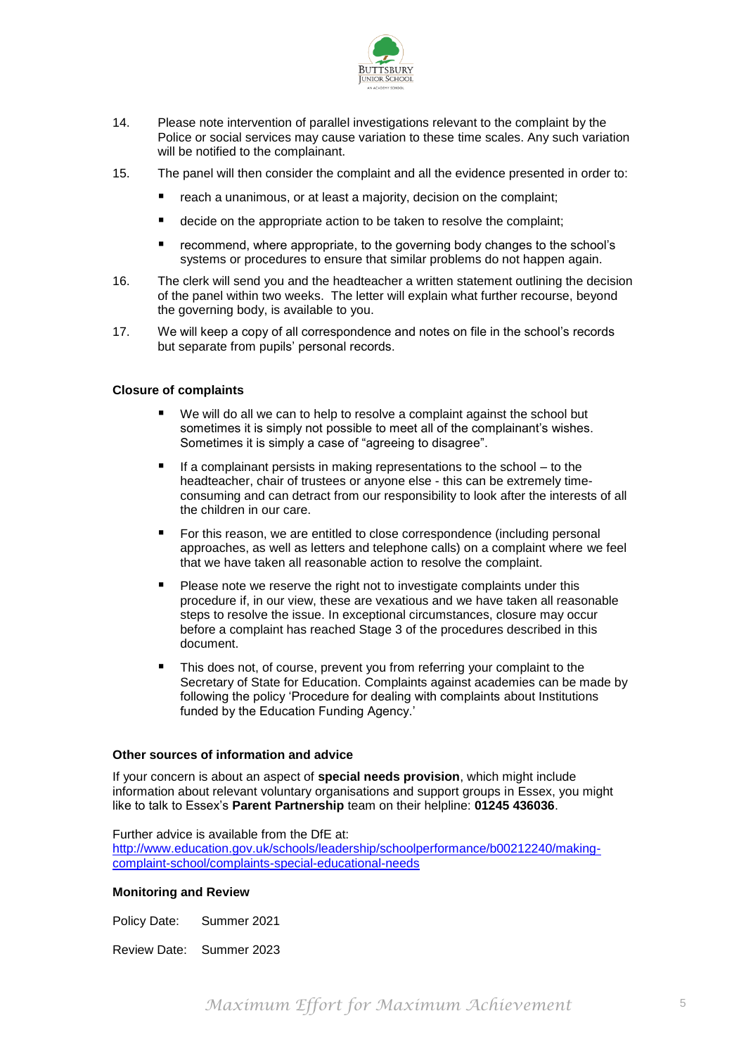14. Please note intervention of parallel investigations relevant to the complaint by the Police or social services may cause variation to these time scales. Any such variation will be notified to the complainant.

15. The panel will then consider the complaint and all the evidence presented in order to:

    - reach a unanimous, or at least a majority, decision on the complaint;
    - decide on the appropriate action to be taken to resolve the complaint;
    - recommend, where appropriate, to the governing body changes to the school's systems or procedures to ensure that similar problems do not happen again.

16. The clerk will send you and the headteacher a written statement outlining the decision of the panel within two weeks. The letter will explain what further recourse, beyond the governing body, is available to you.

17. We will keep a copy of all correspondence and notes on file in the school's records but separate from pupils' personal records.

**Closure of complaints**

- We will do all we can to help to resolve a complaint against the school but sometimes it is simply not possible to meet all of the complainant's wishes. Sometimes it is simply a case of "agreeing to disagree".
- If a complainant persists in making representations to the school – to the headteacher, chair of trustees or anyone else - this can be extremely time-consuming and can detract from our responsibility to look after the interests of all the children in our care.
- For this reason, we are entitled to close correspondence (including personal approaches, as well as letters and telephone calls) on a complaint where we feel that we have taken all reasonable action to resolve the complaint.
- Please note we reserve the right not to investigate complaints under this procedure if, in our view, these are vexatious and we have taken all reasonable steps to resolve the issue. In exceptional circumstances, closure may occur before a complaint has reached Stage 3 of the procedures described in this document.
- This does not, of course, prevent you from referring your complaint to the Secretary of State for Education. Complaints against academies can be made by following the policy 'Procedure for dealing with complaints about Institutions funded by the Education Funding Agency.'

**Other sources of information and advice**

If your concern is about an aspect of **special needs provision**, which might include information about relevant voluntary organisations and support groups in Essex, you might like to talk to Essex's **Parent Partnership** team on their helpline: **01245 436036**.

Further advice is available from the DfE at:
http://www.education.gov.uk/schools/leadership/schoolperformance/b00212240/making-complaint-school/complaints-special-educational-needs

**Monitoring and Review**

Policy Date: Summer 2021

Review Date: Summer 2023